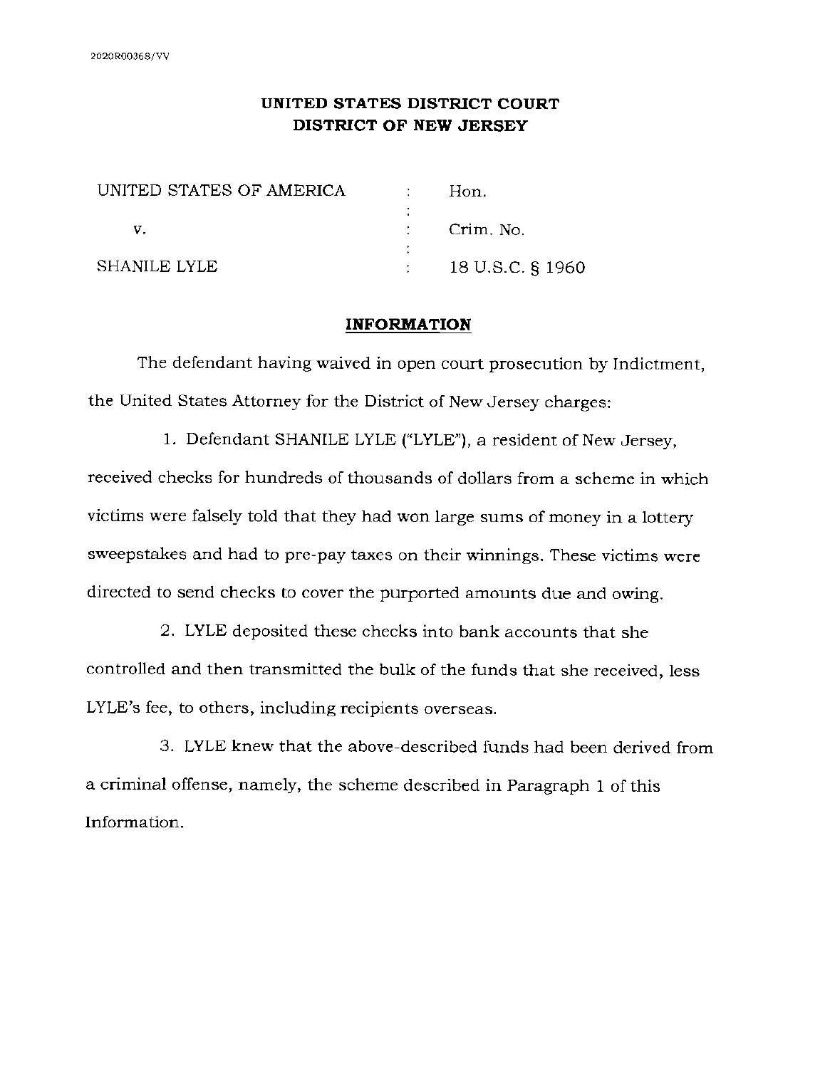2020R00368/VV

**UNITED STATES DISTRICT COURT**
**DISTRICT OF NEW JERSEY**

| | | |
|---|---|---|
| UNITED STATES OF AMERICA | : | Hon. |
| v. | : | Crim. No. |
| SHANILE LYLE | : | 18 U.S.C. § 1960 |

**INFORMATION**

The defendant having waived in open court prosecution by Indictment, the United States Attorney for the District of New Jersey charges:

1. Defendant SHANILE LYLE ("LYLE"), a resident of New Jersey, received checks for hundreds of thousands of dollars from a scheme in which victims were falsely told that they had won large sums of money in a lottery sweepstakes and had to pre-pay taxes on their winnings. These victims were directed to send checks to cover the purported amounts due and owing.

2. LYLE deposited these checks into bank accounts that she controlled and then transmitted the bulk of the funds that she received, less LYLE's fee, to others, including recipients overseas.

3. LYLE knew that the above-described funds had been derived from a criminal offense, namely, the scheme described in Paragraph 1 of this Information.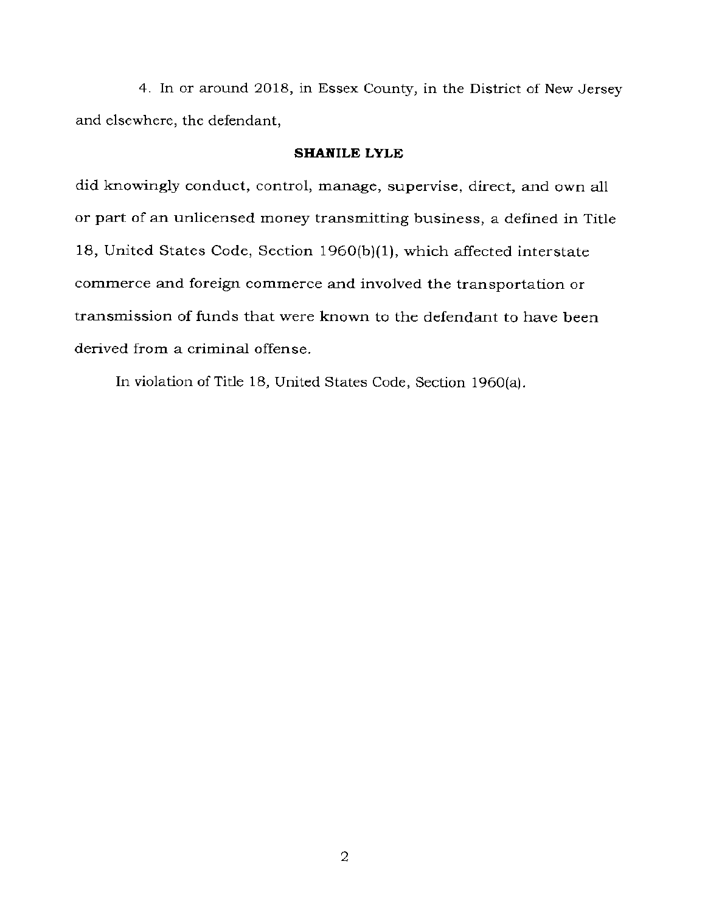4. In or around 2018, in Essex County, in the District of New Jersey and elsewhere, the defendant,

**SHANILE LYLE**

did knowingly conduct, control, manage, supervise, direct, and own all or part of an unlicensed money transmitting business, a defined in Title 18, United States Code, Section 1960(b)(1), which affected interstate commerce and foreign commerce and involved the transportation or transmission of funds that were known to the defendant to have been derived from a criminal offense.

In violation of Title 18, United States Code, Section 1960(a).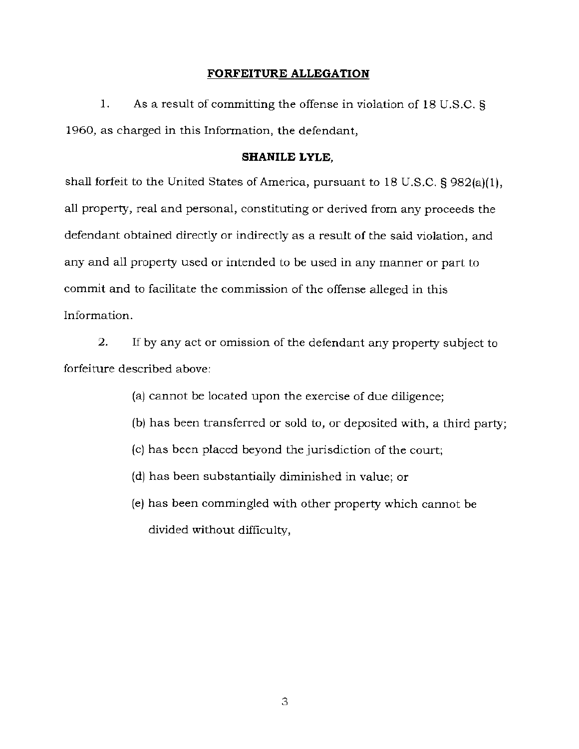## FORFEITURE ALLEGATION

1. As a result of committing the offense in violation of 18 U.S.C. § 1960, as charged in this Information, the defendant,

**SHANILE LYLE,**

shall forfeit to the United States of America, pursuant to 18 U.S.C. § 982(a)(1), all property, real and personal, constituting or derived from any proceeds the defendant obtained directly or indirectly as a result of the said violation, and any and all property used or intended to be used in any manner or part to commit and to facilitate the commission of the offense alleged in this Information.

2. If by any act or omission of the defendant any property subject to forfeiture described above:

(a) cannot be located upon the exercise of due diligence;

(b) has been transferred or sold to, or deposited with, a third party;

(c) has been placed beyond the jurisdiction of the court;

(d) has been substantially diminished in value; or

(e) has been commingled with other property which cannot be divided without difficulty,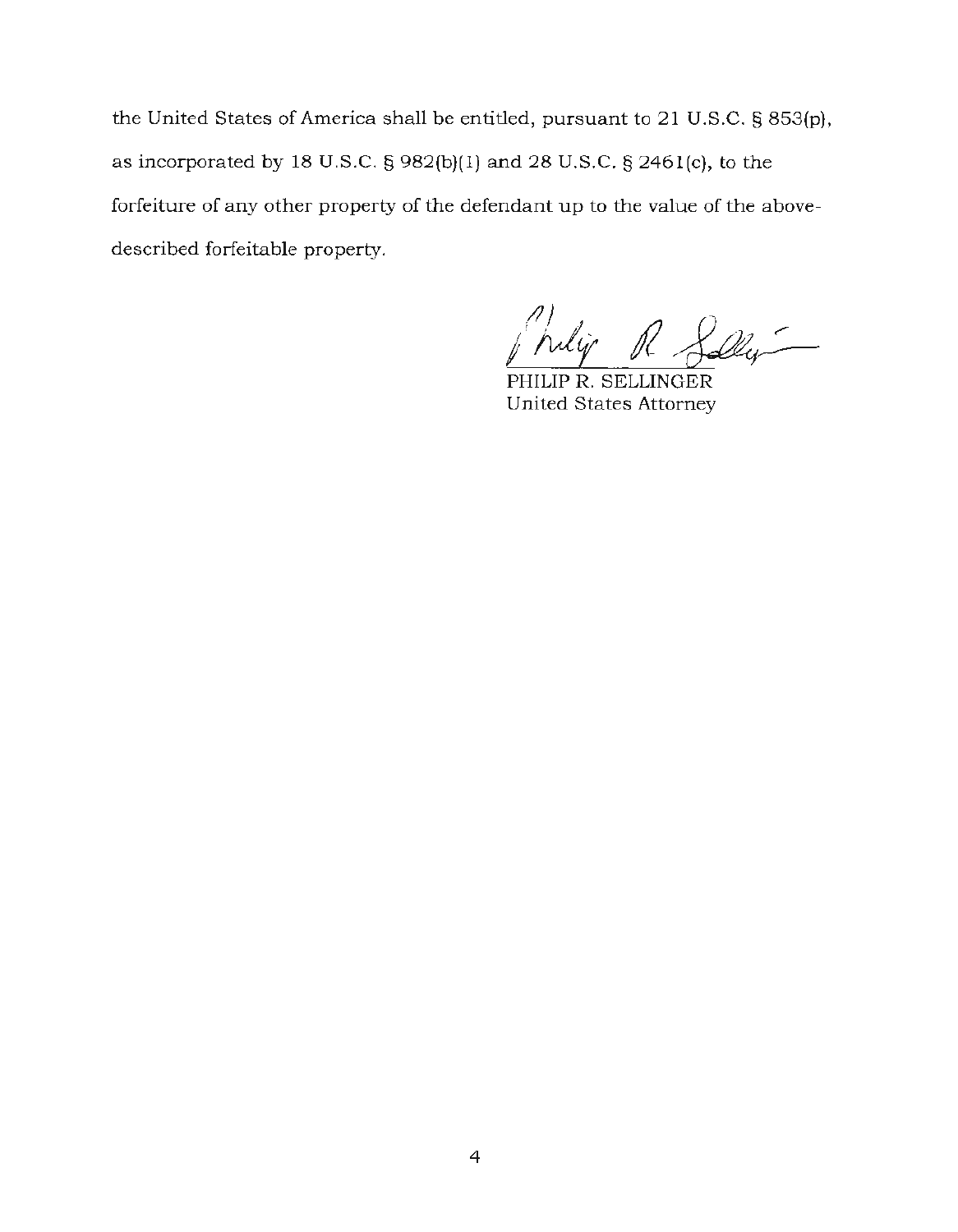the United States of America shall be entitled, pursuant to 21 U.S.C. § 853(p), as incorporated by 18 U.S.C. § 982(b)(1) and 28 U.S.C. § 2461(c), to the forfeiture of any other property of the defendant up to the value of the above-described forfeitable property.

PHILIP R. SELLINGER
United States Attorney